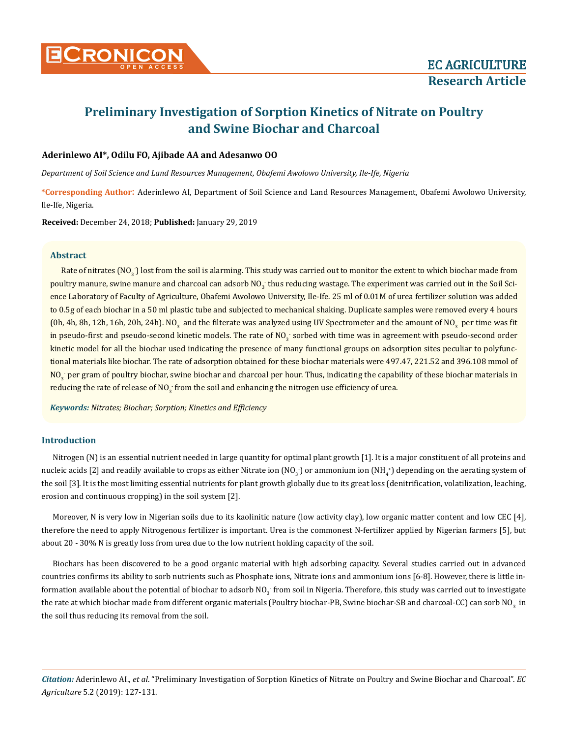# Preliminary Investigation of Sorption Kinetics of Nitrate on Poultry and Swine Biochar and Charcoal

**Aderinlewo AI*, Odilu FO, Ajibade AA and Adesanwo OO**

*Department of Soil Science and Land Resources Management, Obafemi Awolowo University, Ile-Ife, Nigeria*

**\*Corresponding Author:** Aderinlewo AI, Department of Soil Science and Land Resources Management, Obafemi Awolowo University, Ile-Ife, Nigeria.

**Received:** December 24, 2018; **Published:** January 29, 2019

## Abstract

Rate of nitrates ($NO_3^-$) lost from the soil is alarming. This study was carried out to monitor the extent to which biochar made from poultry manure, swine manure and charcoal can adsorb $NO_3^-$ thus reducing wastage. The experiment was carried out in the Soil Science Laboratory of Faculty of Agriculture, Obafemi Awolowo University, Ile-Ife. 25 ml of 0.01M of urea fertilizer solution was added to 0.5g of each biochar in a 50 ml plastic tube and subjected to mechanical shaking. Duplicate samples were removed every 4 hours (0h, 4h, 8h, 12h, 16h, 20h, 24h). $NO_3^-$ and the filterate was analyzed using UV Spectrometer and the amount of $NO_3^-$ per time was fit in pseudo-first and pseudo-second kinetic models. The rate of $NO_3^-$ sorbed with time was in agreement with pseudo-second order kinetic model for all the biochar used indicating the presence of many functional groups on adsorption sites peculiar to polyfunctional materials like biochar. The rate of adsorption obtained for these biochar materials were 497.47, 221.52 and 396.108 mmol of $NO_3^-$ per gram of poultry biochar, swine biochar and charcoal per hour. Thus, indicating the capability of these biochar materials in reducing the rate of release of $NO_3^-$ from the soil and enhancing the nitrogen use efficiency of urea.

***Keywords:** Nitrates; Biochar; Sorption; Kinetics and Efficiency*

## Introduction

Nitrogen (N) is an essential nutrient needed in large quantity for optimal plant growth [1]. It is a major constituent of all proteins and nucleic acids [2] and readily available to crops as either Nitrate ion ($NO_3^-$) or ammonium ion ($NH_4^+$) depending on the aerating system of the soil [3]. It is the most limiting essential nutrients for plant growth globally due to its great loss (denitrification, volatilization, leaching, erosion and continuous cropping) in the soil system [2].

Moreover, N is very low in Nigerian soils due to its kaolinitic nature (low activity clay), low organic matter content and low CEC [4], therefore the need to apply Nitrogenous fertilizer is important. Urea is the commonest N-fertilizer applied by Nigerian farmers [5], but about 20 - 30% N is greatly loss from urea due to the low nutrient holding capacity of the soil.

Biochars has been discovered to be a good organic material with high adsorbing capacity. Several studies carried out in advanced countries confirms its ability to sorb nutrients such as Phosphate ions, Nitrate ions and ammonium ions [6-8]. However, there is little information available about the potential of biochar to adsorb $NO_3^-$ from soil in Nigeria. Therefore, this study was carried out to investigate the rate at which biochar made from different organic materials (Poultry biochar-PB, Swine biochar-SB and charcoal-CC) can sorb $NO_3^-$ in the soil thus reducing its removal from the soil.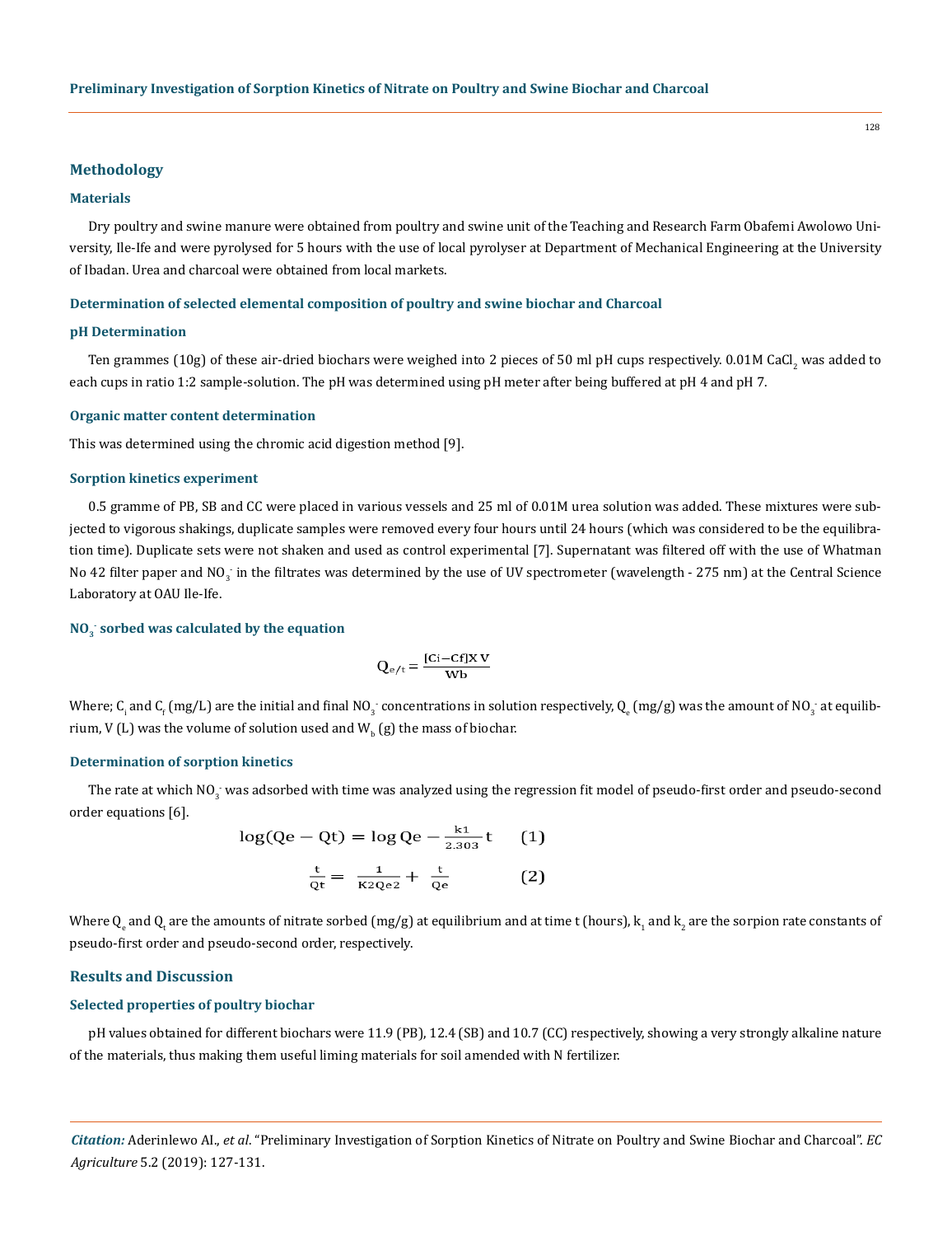## Methodology

### Materials

Dry poultry and swine manure were obtained from poultry and swine unit of the Teaching and Research Farm Obafemi Awolowo University, Ile-Ife and were pyrolysed for 5 hours with the use of local pyrolyser at Department of Mechanical Engineering at the University of Ibadan. Urea and charcoal were obtained from local markets.

### Determination of selected elemental composition of poultry and swine biochar and Charcoal

### pH Determination

Ten grammes (10g) of these air-dried biochars were weighed into 2 pieces of 50 ml pH cups respectively. 0.01M $CaCl_2$ was added to each cups in ratio 1:2 sample-solution. The pH was determined using pH meter after being buffered at pH 4 and pH 7.

### Organic matter content determination

This was determined using the chromic acid digestion method [9].

### Sorption kinetics experiment

0.5 gramme of PB, SB and CC were placed in various vessels and 25 ml of 0.01M urea solution was added. These mixtures were subjected to vigorous shakings, duplicate samples were removed every four hours until 24 hours (which was considered to be the equilibration time). Duplicate sets were not shaken and used as control experimental [7]. Supernatant was filtered off with the use of Whatman No 42 filter paper and $NO_3^-$ in the filtrates was determined by the use of UV spectrometer (wavelength - 275 nm) at the Central Science Laboratory at OAU Ile-Ife.

### $NO_3^-$ sorbed was calculated by the equation

$$Q_{e/t} = \frac{[Ci - Cf] X V}{Wb}$$

Where; $C_i$ and $C_f$ (mg/L) are the initial and final $NO_3^-$ concentrations in solution respectively, $Q_e$ (mg/g) was the amount of $NO_3^-$ at equilibrium, V (L) was the volume of solution used and $W_b$ (g) the mass of biochar.

### Determination of sorption kinetics

The rate at which $NO_3^-$ was adsorbed with time was analyzed using the regression fit model of pseudo-first order and pseudo-second order equations [6].

$$\log(Qe - Qt) = \log Qe - \frac{k1}{2.303}t \qquad (1)$$

$$\frac{t}{Qt} = \frac{1}{K2Qe2} + \frac{t}{Qe} \qquad (2)$$

Where $Q_e$ and $Q_t$ are the amounts of nitrate sorbed (mg/g) at equilibrium and at time t (hours), $k_1$ and $k_2$ are the sorpion rate constants of pseudo-first order and pseudo-second order, respectively.

## Results and Discussion

### Selected properties of poultry biochar

pH values obtained for different biochars were 11.9 (PB), 12.4 (SB) and 10.7 (CC) respectively, showing a very strongly alkaline nature of the materials, thus making them useful liming materials for soil amended with N fertilizer.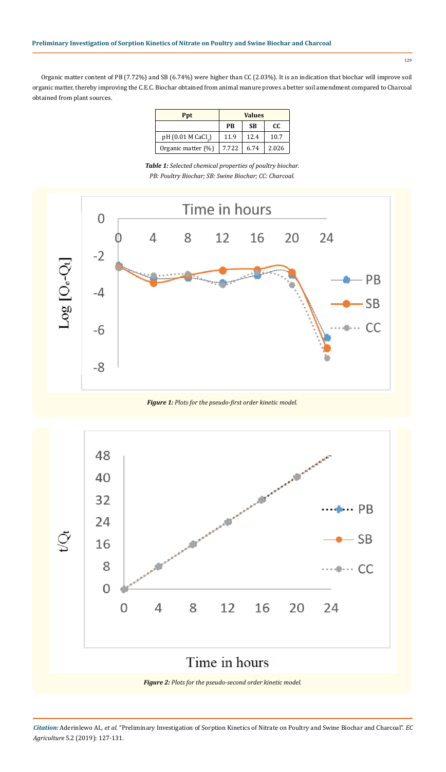Organic matter content of PB (7.72%) and SB (6.74%) were higher than CC (2.03%). It is an indication that biochar will improve soil organic matter, thereby improving the C.E.C. Biochar obtained from animal manure proves a better soil amendment compared to Charcoal obtained from plant sources.

| Ppt | Values | | |
|---|---|---|---|
| | PB | SB | CC |
| pH (0.01 M $CaCl_2$) | 11.9 | 12.4 | 10.7 |
| Organic matter (%) | 7.722 | 6.74 | 2.026 |

***Table 1:*** *Selected chemical properties of poultry biochar.*
*PB: Poultry Biochar; SB: Swine Biochar; CC: Charcoal.*

***Figure 1:*** *Plots for the pseudo-first order kinetic model.*

***Figure 2:*** *Plots for the pseudo-second order kinetic model.*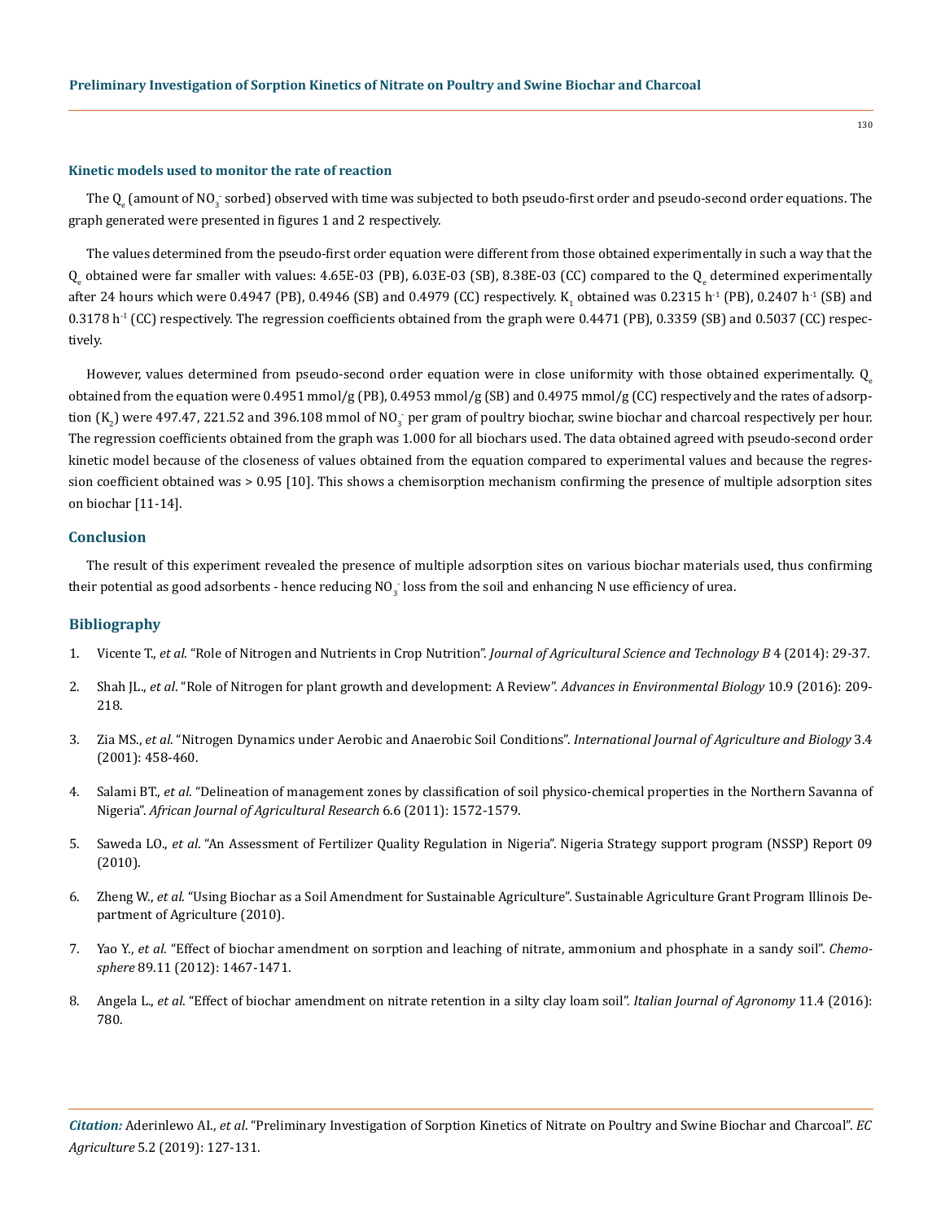### Kinetic models used to monitor the rate of reaction

The $Q_e$ (amount of $NO_3^-$ sorbed) observed with time was subjected to both pseudo-first order and pseudo-second order equations. The graph generated were presented in figures 1 and 2 respectively.

The values determined from the pseudo-first order equation were different from those obtained experimentally in such a way that the $Q_e$ obtained were far smaller with values: 4.65E-03 (PB), 6.03E-03 (SB), 8.38E-03 (CC) compared to the $Q_e$ determined experimentally after 24 hours which were 0.4947 (PB), 0.4946 (SB) and 0.4979 (CC) respectively. $K_1$ obtained was 0.2315 $h^{-1}$ (PB), 0.2407 $h^{-1}$ (SB) and 0.3178 $h^{-1}$ (CC) respectively. The regression coefficients obtained from the graph were 0.4471 (PB), 0.3359 (SB) and 0.5037 (CC) respectively.

However, values determined from pseudo-second order equation were in close uniformity with those obtained experimentally. $Q_e$ obtained from the equation were 0.4951 mmol/g (PB), 0.4953 mmol/g (SB) and 0.4975 mmol/g (CC) respectively and the rates of adsorption ($K_2$) were 497.47, 221.52 and 396.108 mmol of $NO_3^-$ per gram of poultry biochar, swine biochar and charcoal respectively per hour. The regression coefficients obtained from the graph was 1.000 for all biochars used. The data obtained agreed with pseudo-second order kinetic model because of the closeness of values obtained from the equation compared to experimental values and because the regression coefficient obtained was > 0.95 [10]. This shows a chemisorption mechanism confirming the presence of multiple adsorption sites on biochar [11-14].

## Conclusion

The result of this experiment revealed the presence of multiple adsorption sites on various biochar materials used, thus confirming their potential as good adsorbents - hence reducing $NO_3^-$ loss from the soil and enhancing N use efficiency of urea.

## Bibliography

1. Vicente T., *et al*. "Role of Nitrogen and Nutrients in Crop Nutrition". *Journal of Agricultural Science and Technology B* 4 (2014): 29-37.
2. Shah JL., *et al*. "Role of Nitrogen for plant growth and development: A Review". *Advances in Environmental Biology* 10.9 (2016): 209-218.
3. Zia MS., *et al*. "Nitrogen Dynamics under Aerobic and Anaerobic Soil Conditions". *International Journal of Agriculture and Biology* 3.4 (2001): 458-460.
4. Salami BT., *et al*. "Delineation of management zones by classification of soil physico-chemical properties in the Northern Savanna of Nigeria". *African Journal of Agricultural Research* 6.6 (2011): 1572-1579.
5. Saweda LO., *et al*. "An Assessment of Fertilizer Quality Regulation in Nigeria". Nigeria Strategy support program (NSSP) Report 09 (2010).
6. Zheng W., *et al*. "Using Biochar as a Soil Amendment for Sustainable Agriculture". Sustainable Agriculture Grant Program Illinois Department of Agriculture (2010).
7. Yao Y., *et al*. "Effect of biochar amendment on sorption and leaching of nitrate, ammonium and phosphate in a sandy soil". *Chemosphere* 89.11 (2012): 1467-1471.
8. Angela L., *et al*. "Effect of biochar amendment on nitrate retention in a silty clay loam soil". *Italian Journal of Agronomy* 11.4 (2016): 780.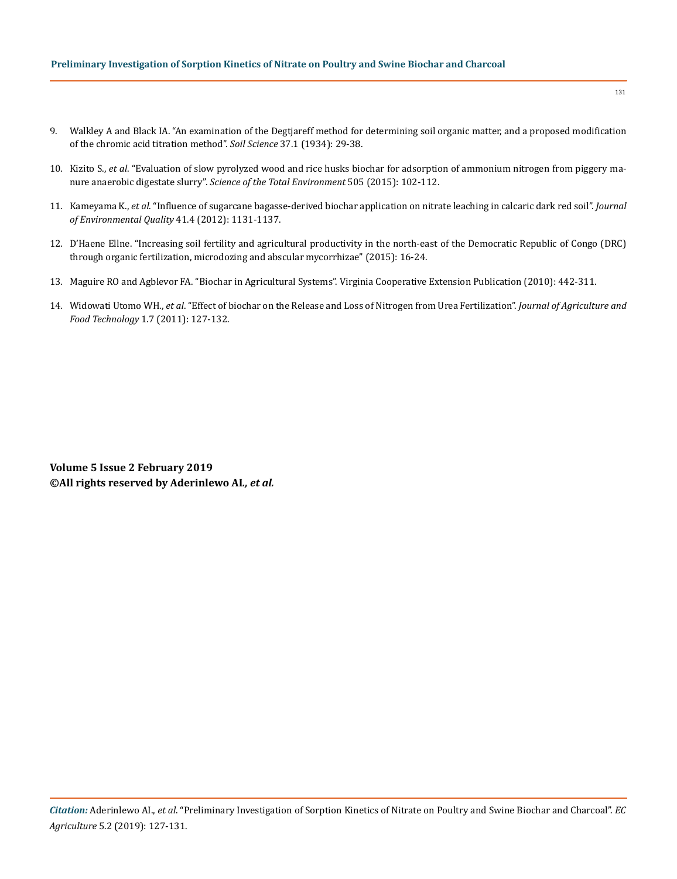9. Walkley A and Black IA. "An examination of the Degtjareff method for determining soil organic matter, and a proposed modification of the chromic acid titration method". *Soil Science* 37.1 (1934): 29-38.

10. Kizito S., *et al*. "Evaluation of slow pyrolyzed wood and rice husks biochar for adsorption of ammonium nitrogen from piggery manure anaerobic digestate slurry". *Science of the Total Environment* 505 (2015): 102-112.

11. Kameyama K., *et al*. "Influence of sugarcane bagasse-derived biochar application on nitrate leaching in calcaric dark red soil". *Journal of Environmental Quality* 41.4 (2012): 1131-1137.

12. D'Haene Ellne. "Increasing soil fertility and agricultural productivity in the north-east of the Democratic Republic of Congo (DRC) through organic fertilization, microdozing and absclar mycorrhizae" (2015): 16-24.

13. Maguire RO and Agblevor FA. "Biochar in Agricultural Systems". Virginia Cooperative Extension Publication (2010): 442-311.

14. Widowati Utomo WH., *et al*. "Effect of biochar on the Release and Loss of Nitrogen from Urea Fertilization". *Journal of Agriculture and Food Technology* 1.7 (2011): 127-132.

**Volume 5 Issue 2 February 2019**
**©All rights reserved by Aderinlewo AI., *et al.***